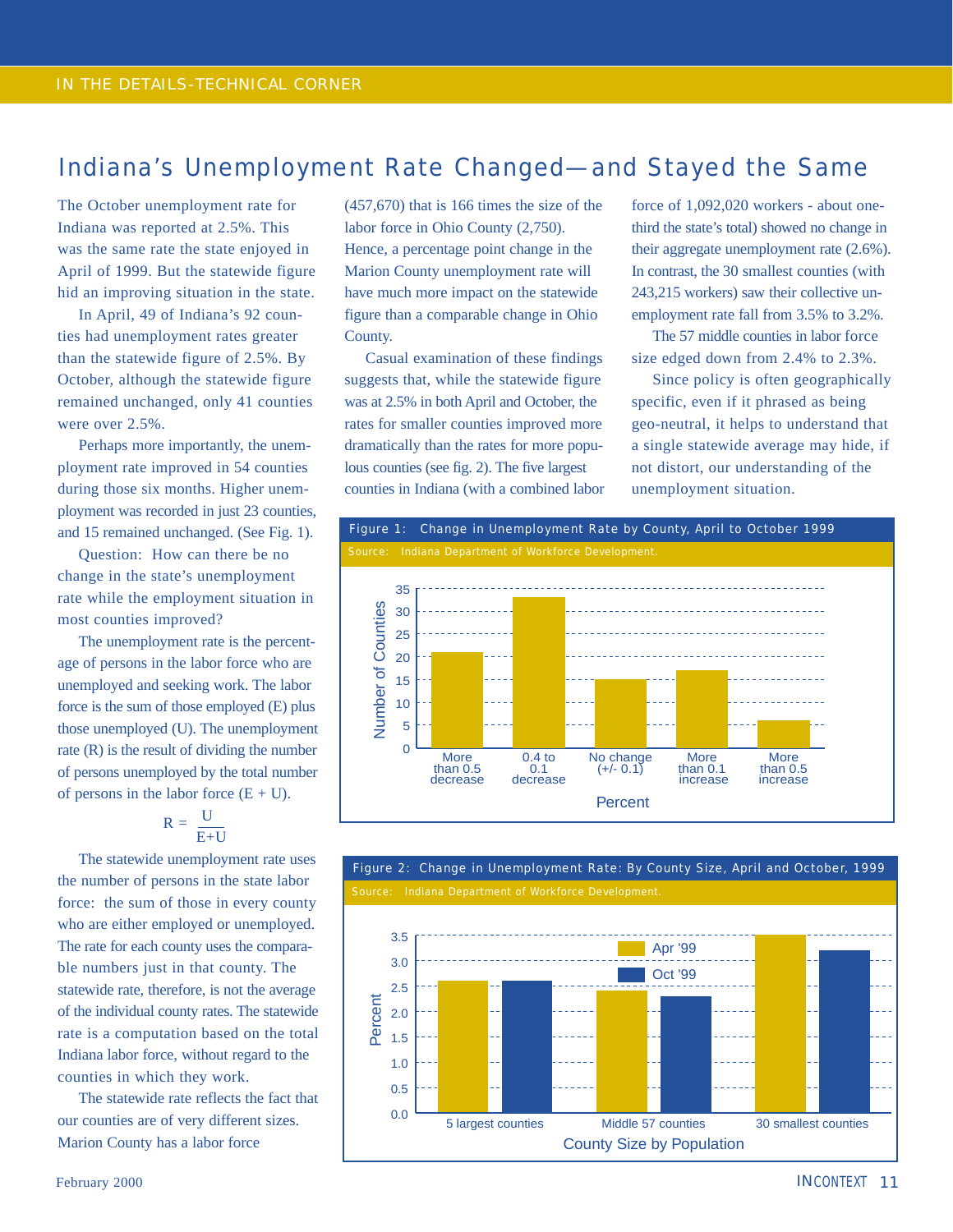IN THE DETAILS-TECHNICAL CORNER

# Indiana's Unemployment Rate Changed—and Stayed the Same

The October unemployment rate for Indiana was reported at 2.5%. This was the same rate the state enjoyed in April of 1999. But the statewide figure hid an improving situation in the state.

In April, 49 of Indiana's 92 counties had unemployment rates greater than the statewide figure of 2.5%. By October, although the statewide figure remained unchanged, only 41 counties were over 2.5%.

Perhaps more importantly, the unemployment rate improved in 54 counties during those six months. Higher unemployment was recorded in just 23 counties, and 15 remained unchanged. (See Fig. 1).

Question: How can there be no change in the state's unemployment rate while the employment situation in most counties improved?

The unemployment rate is the percentage of persons in the labor force who are unemployed and seeking work. The labor force is the sum of those employed (E) plus those unemployed (U). The unemployment rate (R) is the result of dividing the number of persons unemployed by the total number of persons in the labor force (E + U).

$$R = \frac{U}{E+U}$$

The statewide unemployment rate uses the number of persons in the state labor force: the sum of those in every county who are either employed or unemployed. The rate for each county uses the comparable numbers just in that county. The statewide rate, therefore, is not the average of the individual county rates. The statewide rate is a computation based on the total Indiana labor force, without regard to the counties in which they work.

The statewide rate reflects the fact that our counties are of very different sizes. Marion County has a labor force (457,670) that is 166 times the size of the labor force in Ohio County (2,750). Hence, a percentage point change in the Marion County unemployment rate will have much more impact on the statewide figure than a comparable change in Ohio County.

Casual examination of these findings suggests that, while the statewide figure was at 2.5% in both April and October, the rates for smaller counties improved more dramatically than the rates for more populous counties (see fig. 2). The five largest counties in Indiana (with a combined labor force of 1,092,020 workers - about one-third the state's total) showed no change in their aggregate unemployment rate (2.6%). In contrast, the 30 smallest counties (with 243,215 workers) saw their collective unemployment rate fall from 3.5% to 3.2%.

The 57 middle counties in labor force size edged down from 2.4% to 2.3%.

Since policy is often geographically specific, even if it phrased as being geo-neutral, it helps to understand that a single statewide average may hide, if not distort, our understanding of the unemployment situation.

**Figure 1: Change in Unemployment Rate by County, April to October 1999**

Source: Indiana Department of Workforce Development.

| Percent | Number of Counties |
|---|---|
| More than 0.5 decrease | 21 |
| 0.4 to 0.1 decrease | 33 |
| No change (+/- 0.1) | 15 |
| More than 0.1 increase | 17 |
| More than 0.5 increase | 6 |

**Figure 2: Change in Unemployment Rate: By County Size, April and October, 1999**

Source: Indiana Department of Workforce Development.

| County Size by Population | Apr '99 (%) | Oct '99 (%) |
|---|---|---|
| 5 largest counties | 2.6 | 2.6 |
| Middle 57 counties | 2.4 | 2.3 |
| 30 smallest counties | 3.5 | 3.2 |

February 2000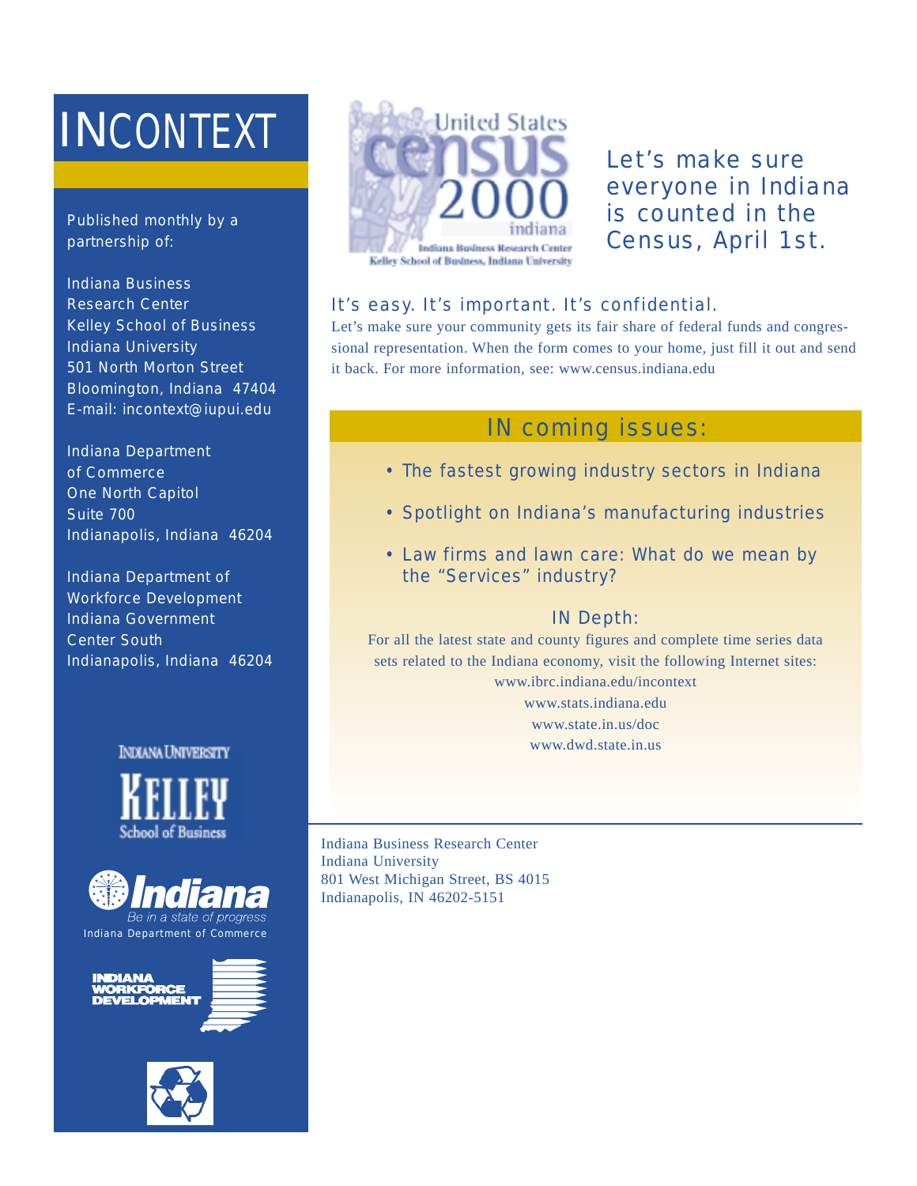# INCONTEXT

Published monthly by a partnership of:

Indiana Business Research Center
Kelley School of Business
Indiana University
501 North Morton Street
Bloomington, Indiana 47404
E-mail: incontext@iupui.edu

Indiana Department of Commerce
One North Capitol
Suite 700
Indianapolis, Indiana 46204

Indiana Department of Workforce Development
Indiana Government Center South
Indianapolis, Indiana 46204

United States census 2000 indiana
Indiana Business Research Center
Kelley School of Business, Indiana University

## Let's make sure everyone in Indiana is counted in the Census, April 1st.

### It's easy. It's important. It's confidential.

Let's make sure your community gets its fair share of federal funds and congressional representation. When the form comes to your home, just fill it out and send it back. For more information, see: www.census.indiana.edu

## IN coming issues:

- The fastest growing industry sectors in Indiana
- Spotlight on Indiana's manufacturing industries
- Law firms and lawn care: What do we mean by the "Services" industry?

### IN Depth:

For all the latest state and county figures and complete time series data sets related to the Indiana economy, visit the following Internet sites:

www.ibrc.indiana.edu/incontext
www.stats.indiana.edu
www.state.in.us/doc
www.dwd.state.in.us

Indiana Business Research Center
Indiana University
801 West Michigan Street, BS 4015
Indianapolis, IN 46202-5151